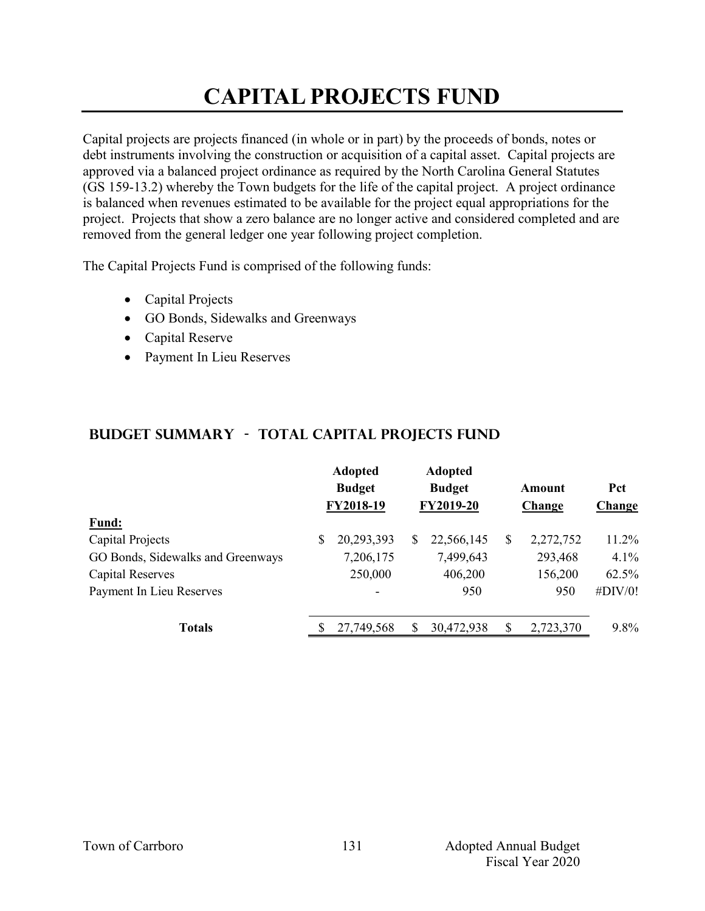# CAPITAL PROJECTS FUND

Capital projects are projects financed (in whole or in part) by the proceeds of bonds, notes or debt instruments involving the construction or acquisition of a capital asset. Capital projects are approved via a balanced project ordinance as required by the North Carolina General Statutes (GS 159-13.2) whereby the Town budgets for the life of the capital project. A project ordinance is balanced when revenues estimated to be available for the project equal appropriations for the project. Projects that show a zero balance are no longer active and considered completed and are removed from the general ledger one year following project completion.

The Capital Projects Fund is comprised of the following funds:

- Capital Projects
- GO Bonds, Sidewalks and Greenways
- Capital Reserve
- Payment In Lieu Reserves

## BUDGET SUMMARY - TOTAL CAPITAL PROJECTS FUND

| Fund: | Adopted Budget FY2018-19 | Adopted Budget FY2019-20 | Amount Change | Pct Change |
|---|---|---|---|---|
| Capital Projects | $ 20,293,393 | $ 22,566,145 | $ 2,272,752 | 11.2% |
| GO Bonds, Sidewalks and Greenways | 7,206,175 | 7,499,643 | 293,468 | 4.1% |
| Capital Reserves | 250,000 | 406,200 | 156,200 | 62.5% |
| Payment In Lieu Reserves | - | 950 | 950 | #DIV/0! |
| **Totals** | $ 27,749,568 | $ 30,472,938 | $ 2,723,370 | 9.8% |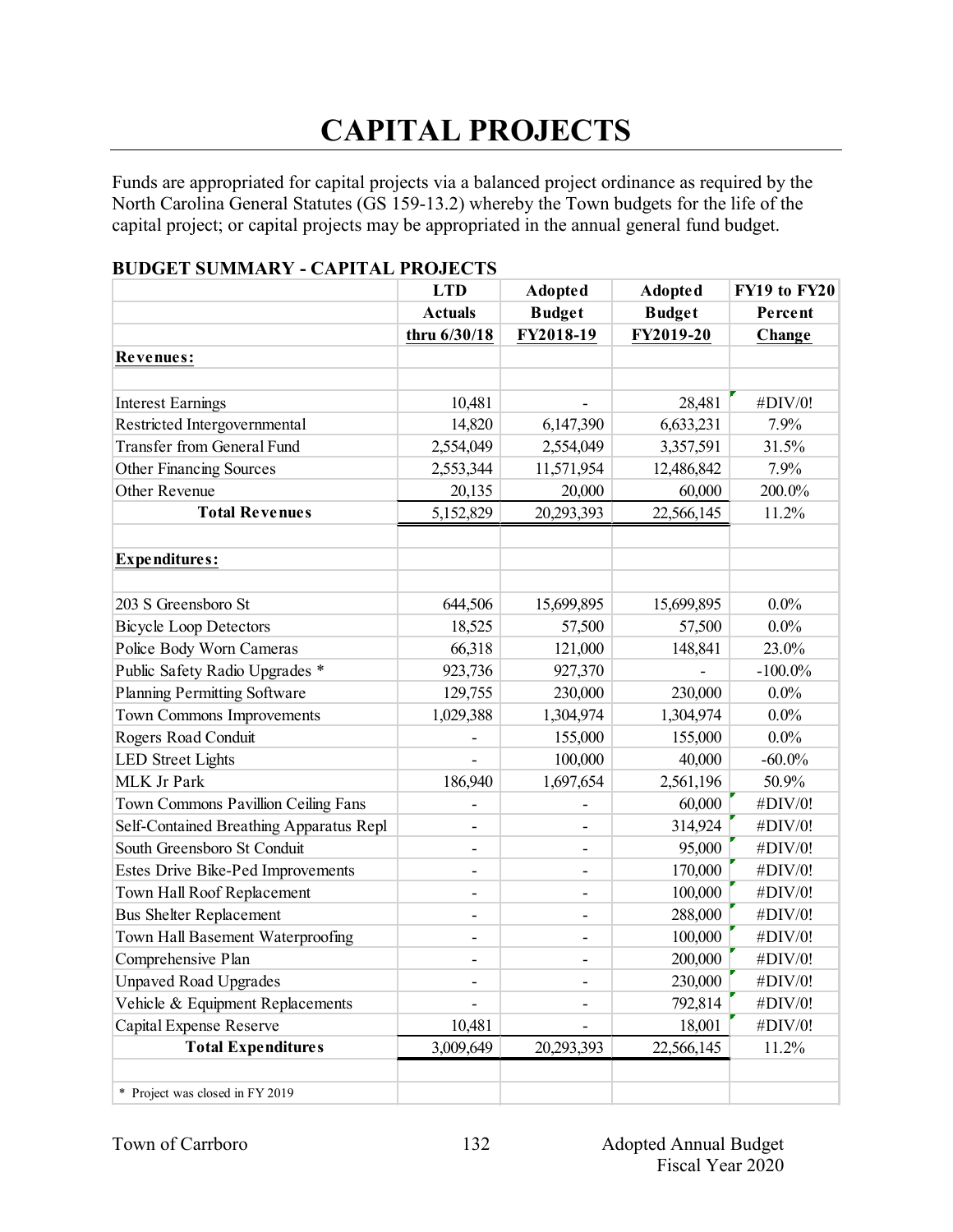# CAPITAL PROJECTS

Funds are appropriated for capital projects via a balanced project ordinance as required by the North Carolina General Statutes (GS 159-13.2) whereby the Town budgets for the life of the capital project; or capital projects may be appropriated in the annual general fund budget.

**BUDGET SUMMARY - CAPITAL PROJECTS**

| | LTD Actuals thru 6/30/18 | Adopted Budget FY2018-19 | Adopted Budget FY2019-20 | FY19 to FY20 Percent Change |
|---|---|---|---|---|
| **Revenues:** | | | | |
| Interest Earnings | 10,481 | - | 28,481 | #DIV/0! |
| Restricted Intergovernmental | 14,820 | 6,147,390 | 6,633,231 | 7.9% |
| Transfer from General Fund | 2,554,049 | 2,554,049 | 3,357,591 | 31.5% |
| Other Financing Sources | 2,553,344 | 11,571,954 | 12,486,842 | 7.9% |
| Other Revenue | 20,135 | 20,000 | 60,000 | 200.0% |
| **Total Revenues** | 5,152,829 | 20,293,393 | 22,566,145 | 11.2% |
| **Expenditures:** | | | | |
| 203 S Greensboro St | 644,506 | 15,699,895 | 15,699,895 | 0.0% |
| Bicycle Loop Detectors | 18,525 | 57,500 | 57,500 | 0.0% |
| Police Body Worn Cameras | 66,318 | 121,000 | 148,841 | 23.0% |
| Public Safety Radio Upgrades * | 923,736 | 927,370 | - | -100.0% |
| Planning Permitting Software | 129,755 | 230,000 | 230,000 | 0.0% |
| Town Commons Improvements | 1,029,388 | 1,304,974 | 1,304,974 | 0.0% |
| Rogers Road Conduit | - | 155,000 | 155,000 | 0.0% |
| LED Street Lights | - | 100,000 | 40,000 | -60.0% |
| MLK Jr Park | 186,940 | 1,697,654 | 2,561,196 | 50.9% |
| Town Commons Pavillion Ceiling Fans | - | - | 60,000 | #DIV/0! |
| Self-Contained Breathing Apparatus Repl | - | - | 314,924 | #DIV/0! |
| South Greensboro St Conduit | - | - | 95,000 | #DIV/0! |
| Estes Drive Bike-Ped Improvements | - | - | 170,000 | #DIV/0! |
| Town Hall Roof Replacement | - | - | 100,000 | #DIV/0! |
| Bus Shelter Replacement | - | - | 288,000 | #DIV/0! |
| Town Hall Basement Waterproofing | - | - | 100,000 | #DIV/0! |
| Comprehensive Plan | - | - | 200,000 | #DIV/0! |
| Unpaved Road Upgrades | - | - | 230,000 | #DIV/0! |
| Vehicle & Equipment Replacements | - | - | 792,814 | #DIV/0! |
| Capital Expense Reserve | 10,481 | - | 18,001 | #DIV/0! |
| **Total Expenditures** | 3,009,649 | 20,293,393 | 22,566,145 | 11.2% |

\* Project was closed in FY 2019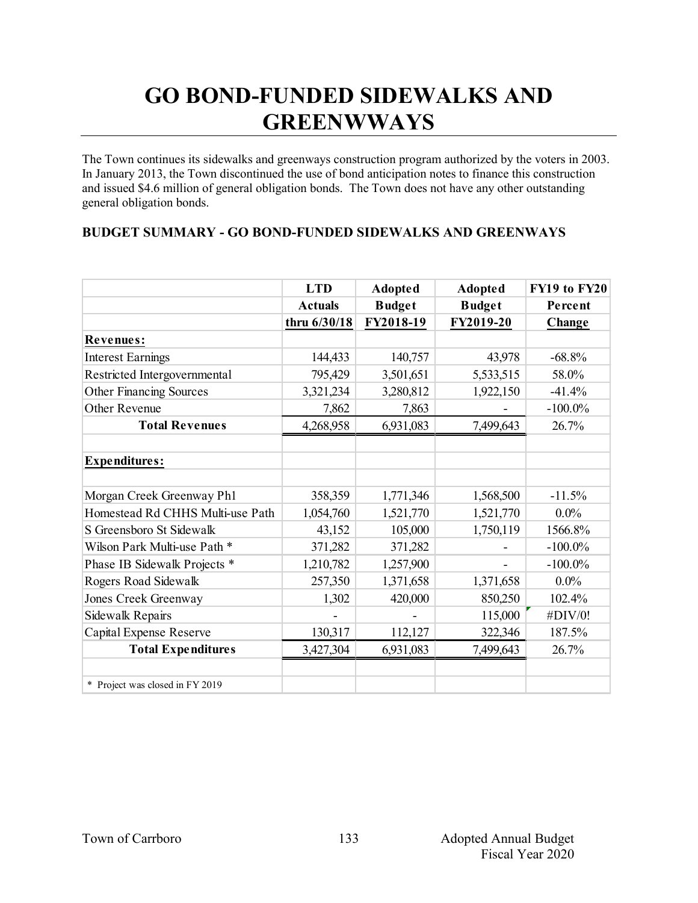# GO BOND-FUNDED SIDEWALKS AND GREENWWAYS

The Town continues its sidewalks and greenways construction program authorized by the voters in 2003. In January 2013, the Town discontinued the use of bond anticipation notes to finance this construction and issued $4.6 million of general obligation bonds. The Town does not have any other outstanding general obligation bonds.

### BUDGET SUMMARY - GO BOND-FUNDED SIDEWALKS AND GREENWAYS

| | LTD Actuals thru 6/30/18 | Adopted Budget FY2018-19 | Adopted Budget FY2019-20 | FY19 to FY20 Percent Change |
|---|---|---|---|---|
| **Revenues:** | | | | |
| Interest Earnings | 144,433 | 140,757 | 43,978 | -68.8% |
| Restricted Intergovernmental | 795,429 | 3,501,651 | 5,533,515 | 58.0% |
| Other Financing Sources | 3,321,234 | 3,280,812 | 1,922,150 | -41.4% |
| Other Revenue | 7,862 | 7,863 | - | -100.0% |
| **Total Revenues** | 4,268,958 | 6,931,083 | 7,499,643 | 26.7% |
| | | | | |
| **Expenditures:** | | | | |
| | | | | |
| Morgan Creek Greenway Ph1 | 358,359 | 1,771,346 | 1,568,500 | -11.5% |
| Homestead Rd CHHS Multi-use Path | 1,054,760 | 1,521,770 | 1,521,770 | 0.0% |
| S Greensboro St Sidewalk | 43,152 | 105,000 | 1,750,119 | 1566.8% |
| Wilson Park Multi-use Path * | 371,282 | 371,282 | - | -100.0% |
| Phase IB Sidewalk Projects * | 1,210,782 | 1,257,900 | - | -100.0% |
| Rogers Road Sidewalk | 257,350 | 1,371,658 | 1,371,658 | 0.0% |
| Jones Creek Greenway | 1,302 | 420,000 | 850,250 | 102.4% |
| Sidewalk Repairs | - | - | 115,000 | #DIV/0! |
| Capital Expense Reserve | 130,317 | 112,127 | 322,346 | 187.5% |
| **Total Expenditures** | 3,427,304 | 6,931,083 | 7,499,643 | 26.7% |
| | | | | |
| * Project was closed in FY 2019 | | | | |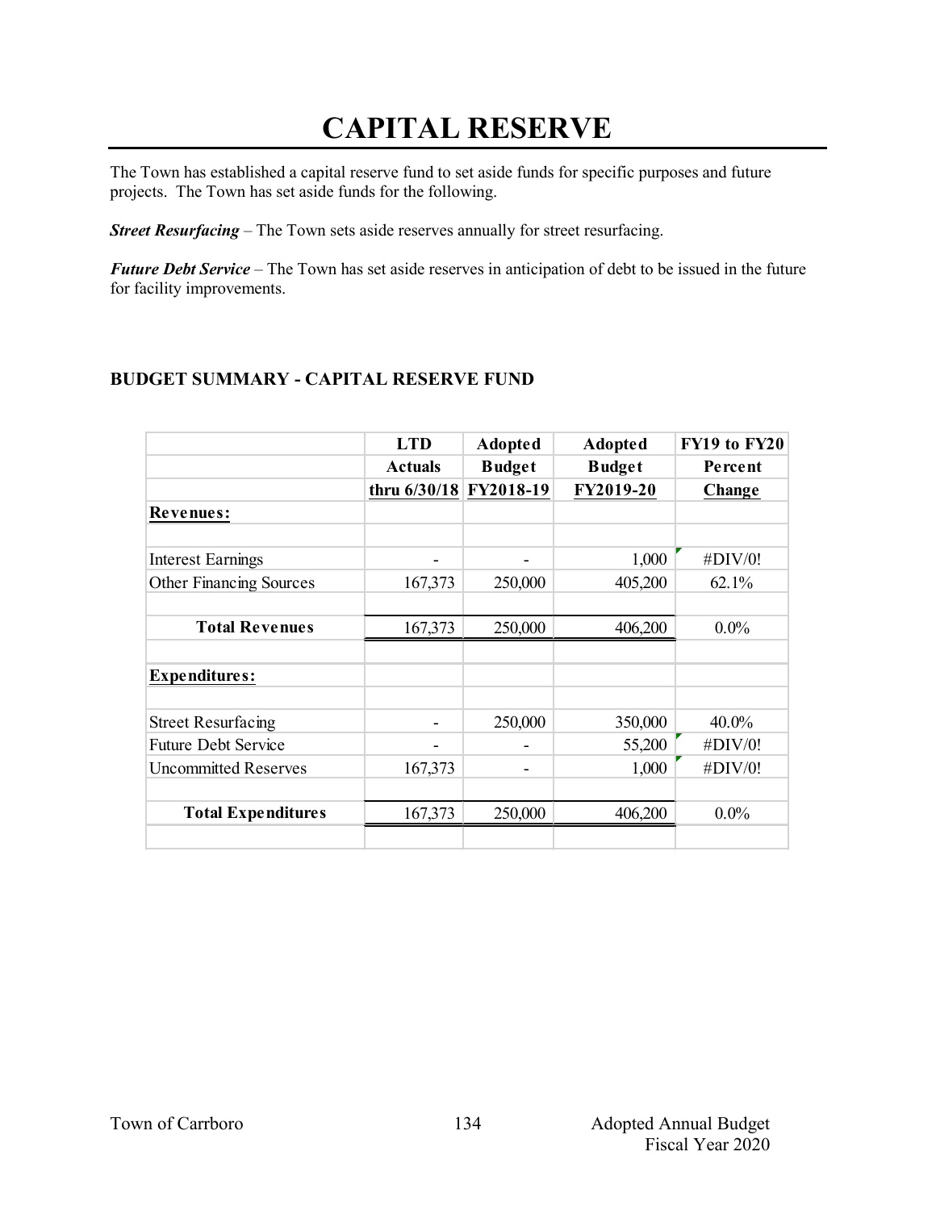# CAPITAL RESERVE

The Town has established a capital reserve fund to set aside funds for specific purposes and future projects. The Town has set aside funds for the following.

***Street Resurfacing*** – The Town sets aside reserves annually for street resurfacing.

***Future Debt Service*** – The Town has set aside reserves in anticipation of debt to be issued in the future for facility improvements.

### BUDGET SUMMARY - CAPITAL RESERVE FUND

| | LTD Actuals thru 6/30/18 | Adopted Budget FY2018-19 | Adopted Budget FY2019-20 | FY19 to FY20 Percent Change |
|---|---|---|---|---|
| **Revenues:** | | | | |
| Interest Earnings | - | - | 1,000 | #DIV/0! |
| Other Financing Sources | 167,373 | 250,000 | 405,200 | 62.1% |
| **Total Revenues** | 167,373 | 250,000 | 406,200 | 0.0% |
| **Expenditures:** | | | | |
| Street Resurfacing | - | 250,000 | 350,000 | 40.0% |
| Future Debt Service | - | - | 55,200 | #DIV/0! |
| Uncommitted Reserves | 167,373 | - | 1,000 | #DIV/0! |
| **Total Expenditures** | 167,373 | 250,000 | 406,200 | 0.0% |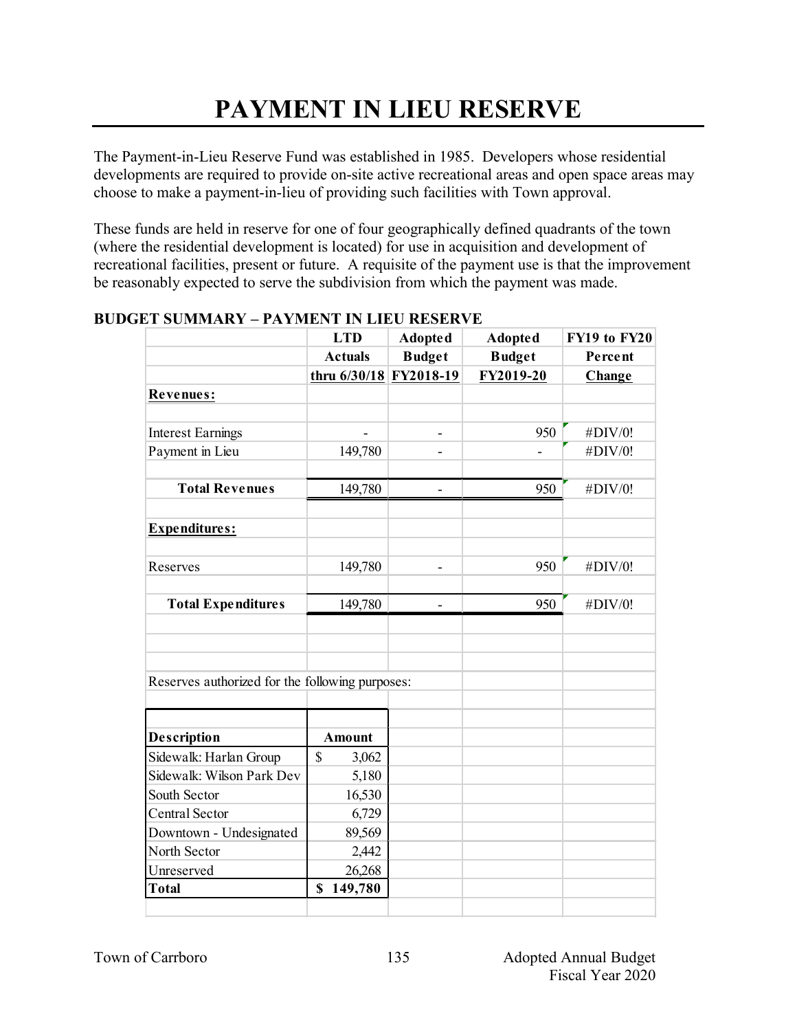# PAYMENT IN LIEU RESERVE

The Payment-in-Lieu Reserve Fund was established in 1985. Developers whose residential developments are required to provide on-site active recreational areas and open space areas may choose to make a payment-in-lieu of providing such facilities with Town approval.

These funds are held in reserve for one of four geographically defined quadrants of the town (where the residential development is located) for use in acquisition and development of recreational facilities, present or future. A requisite of the payment use is that the improvement be reasonably expected to serve the subdivision from which the payment was made.

**BUDGET SUMMARY – PAYMENT IN LIEU RESERVE**

| | LTD Actuals thru 6/30/18 | Adopted Budget FY2018-19 | Adopted Budget FY2019-20 | FY19 to FY20 Percent Change |
|---|---|---|---|---|
| **Revenues:** | | | | |
| Interest Earnings | - | - | 950 | #DIV/0! |
| Payment in Lieu | 149,780 | - | - | #DIV/0! |
| **Total Revenues** | 149,780 | - | 950 | #DIV/0! |
| **Expenditures:** | | | | |
| Reserves | 149,780 | - | 950 | #DIV/0! |
| **Total Expenditures** | 149,780 | - | 950 | #DIV/0! |

Reserves authorized for the following purposes:

| Description | Amount |
|---|---|
| Sidewalk: Harlan Group | $ 3,062 |
| Sidewalk: Wilson Park Dev | 5,180 |
| South Sector | 16,530 |
| Central Sector | 6,729 |
| Downtown - Undesignated | 89,569 |
| North Sector | 2,442 |
| Unreserved | 26,268 |
| **Total** | **$ 149,780** |